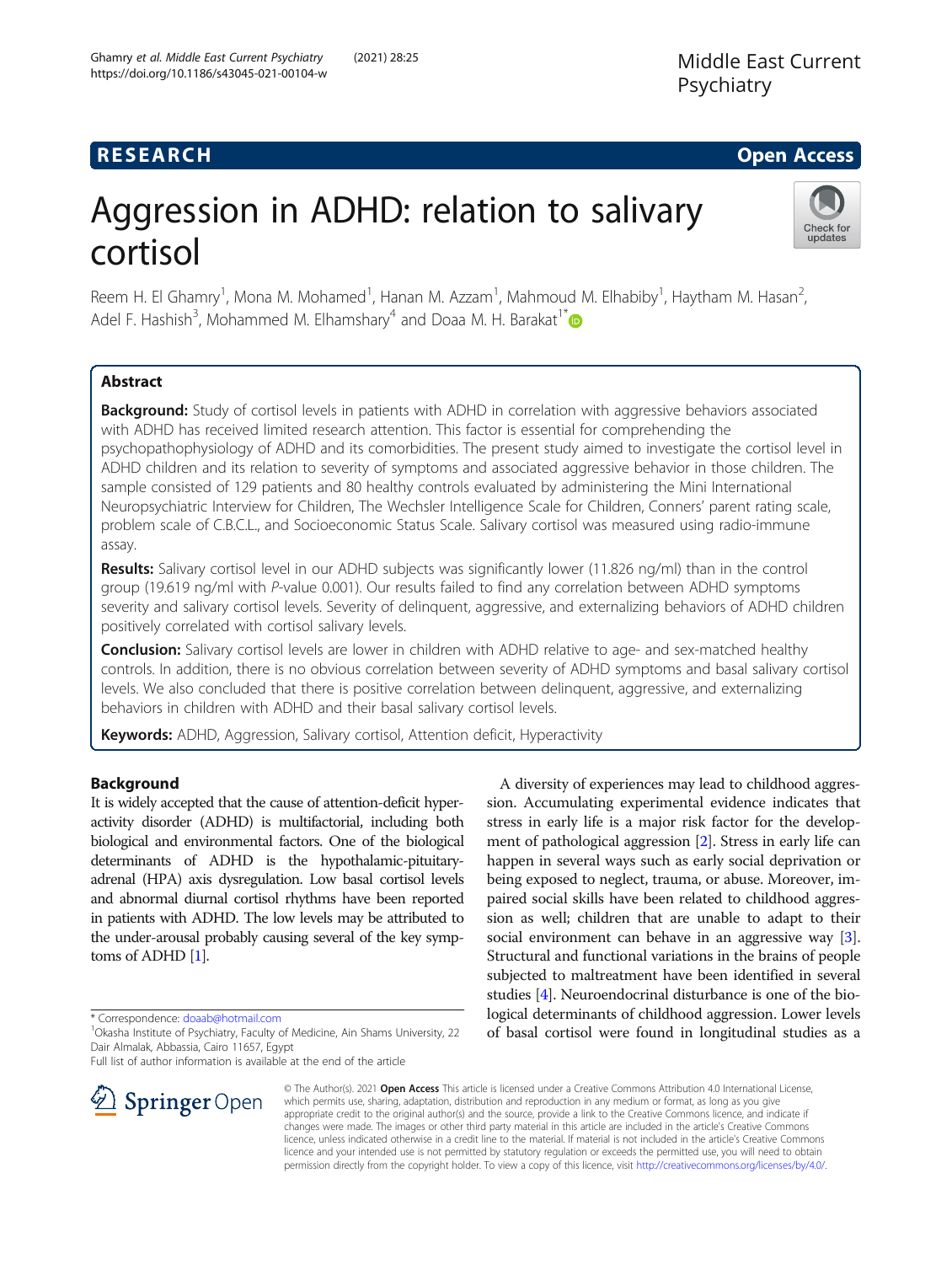RESEARCH Open Access

# Aggression in ADHD: relation to salivary cortisol

Reem H. El Ghamry[1], Mona M. Mohamed[1], Hanan M. Azzam[1], Mahmoud M. Elhabiby[1], Haytham M. Hasan[2], Adel F. Hashish[3], Mohammed M. Elhamshary[4] and Doaa M. H. Barakat[1*]

## Abstract

**Background:** Study of cortisol levels in patients with ADHD in correlation with aggressive behaviors associated with ADHD has received limited research attention. This factor is essential for comprehending the psychopathophysiology of ADHD and its comorbidities. The present study aimed to investigate the cortisol level in ADHD children and its relation to severity of symptoms and associated aggressive behavior in those children. The sample consisted of 129 patients and 80 healthy controls evaluated by administering the Mini International Neuropsychiatric Interview for Children, The Wechsler Intelligence Scale for Children, Conners' parent rating scale, problem scale of C.B.C.L., and Socioeconomic Status Scale. Salivary cortisol was measured using radio-immune assay.

**Results:** Salivary cortisol level in our ADHD subjects was significantly lower (11.826 ng/ml) than in the control group (19.619 ng/ml with *P*-value 0.001). Our results failed to find any correlation between ADHD symptoms severity and salivary cortisol levels. Severity of delinquent, aggressive, and externalizing behaviors of ADHD children positively correlated with cortisol salivary levels.

**Conclusion:** Salivary cortisol levels are lower in children with ADHD relative to age- and sex-matched healthy controls. In addition, there is no obvious correlation between severity of ADHD symptoms and basal salivary cortisol levels. We also concluded that there is positive correlation between delinquent, aggressive, and externalizing behaviors in children with ADHD and their basal salivary cortisol levels.

**Keywords:** ADHD, Aggression, Salivary cortisol, Attention deficit, Hyperactivity

## Background

It is widely accepted that the cause of attention-deficit hyperactivity disorder (ADHD) is multifactorial, including both biological and environmental factors. One of the biological determinants of ADHD is the hypothalamic-pituitary-adrenal (HPA) axis dysregulation. Low basal cortisol levels and abnormal diurnal cortisol rhythms have been reported in patients with ADHD. The low levels may be attributed to the under-arousal probably causing several of the key symptoms of ADHD [1].

A diversity of experiences may lead to childhood aggression. Accumulating experimental evidence indicates that stress in early life is a major risk factor for the development of pathological aggression [2]. Stress in early life can happen in several ways such as early social deprivation or being exposed to neglect, trauma, or abuse. Moreover, impaired social skills have been related to childhood aggression as well; children that are unable to adapt to their social environment can behave in an aggressive way [3]. Structural and functional variations in the brains of people subjected to maltreatment have been identified in several studies [4]. Neuroendocrinal disturbance is one of the biological determinants of childhood aggression. Lower levels of basal cortisol were found in longitudinal studies as a

\* Correspondence: doaab@hotmail.com

[1]Okasha Institute of Psychiatry, Faculty of Medicine, Ain Shams University, 22 Dair Almalak, Abbassia, Cairo 11657, Egypt

Full list of author information is available at the end of the article

© The Author(s). 2021 **Open Access** This article is licensed under a Creative Commons Attribution 4.0 International License, which permits use, sharing, adaptation, distribution and reproduction in any medium or format, as long as you give appropriate credit to the original author(s) and the source, provide a link to the Creative Commons licence, and indicate if changes were made. The images or other third party material in this article are included in the article's Creative Commons licence, unless indicated otherwise in a credit line to the material. If material is not included in the article's Creative Commons licence and your intended use is not permitted by statutory regulation or exceeds the permitted use, you will need to obtain permission directly from the copyright holder. To view a copy of this licence, visit http://creativecommons.org/licenses/by/4.0/.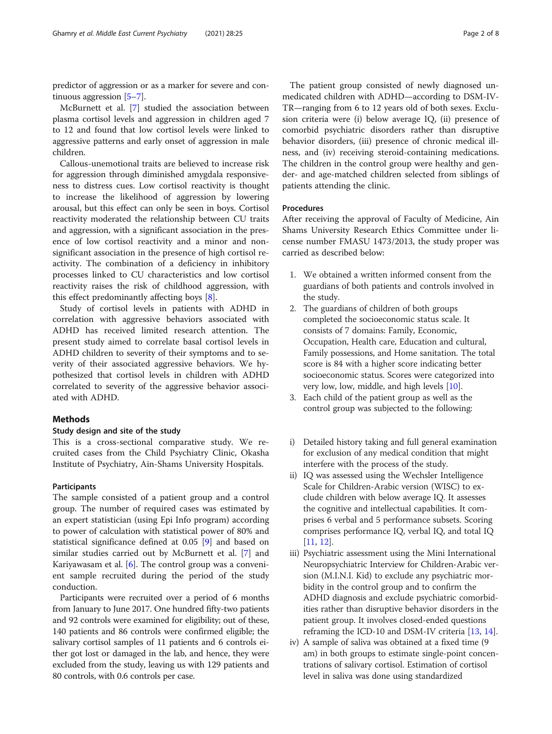predictor of aggression or as a marker for severe and continuous aggression [5–7].

McBurnett et al. [7] studied the association between plasma cortisol levels and aggression in children aged 7 to 12 and found that low cortisol levels were linked to aggressive patterns and early onset of aggression in male children.

Callous-unemotional traits are believed to increase risk for aggression through diminished amygdala responsiveness to distress cues. Low cortisol reactivity is thought to increase the likelihood of aggression by lowering arousal, but this effect can only be seen in boys. Cortisol reactivity moderated the relationship between CU traits and aggression, with a significant association in the presence of low cortisol reactivity and a minor and non-significant association in the presence of high cortisol reactivity. The combination of a deficiency in inhibitory processes linked to CU characteristics and low cortisol reactivity raises the risk of childhood aggression, with this effect predominantly affecting boys [8].

Study of cortisol levels in patients with ADHD in correlation with aggressive behaviors associated with ADHD has received limited research attention. The present study aimed to correlate basal cortisol levels in ADHD children to severity of their symptoms and to severity of their associated aggressive behaviors. We hypothesized that cortisol levels in children with ADHD correlated to severity of the aggressive behavior associated with ADHD.

## Methods

### Study design and site of the study

This is a cross-sectional comparative study. We recruited cases from the Child Psychiatry Clinic, Okasha Institute of Psychiatry, Ain-Shams University Hospitals.

#### Participants

The sample consisted of a patient group and a control group. The number of required cases was estimated by an expert statistician (using Epi Info program) according to power of calculation with statistical power of 80% and statistical significance defined at 0.05 [9] and based on similar studies carried out by McBurnett et al. [7] and Kariyawasam et al. [6]. The control group was a convenient sample recruited during the period of the study conduction.

Participants were recruited over a period of 6 months from January to June 2017. One hundred fifty-two patients and 92 controls were examined for eligibility; out of these, 140 patients and 86 controls were confirmed eligible; the salivary cortisol samples of 11 patients and 6 controls either got lost or damaged in the lab, and hence, they were excluded from the study, leaving us with 129 patients and 80 controls, with 0.6 controls per case.

The patient group consisted of newly diagnosed unmedicated children with ADHD—according to DSM-IV-TR—ranging from 6 to 12 years old of both sexes. Exclusion criteria were (i) below average IQ, (ii) presence of comorbid psychiatric disorders rather than disruptive behavior disorders, (iii) presence of chronic medical illness, and (iv) receiving steroid-containing medications. The children in the control group were healthy and gender- and age-matched children selected from siblings of patients attending the clinic.

### Procedures

After receiving the approval of Faculty of Medicine, Ain Shams University Research Ethics Committee under license number FMASU 1473/2013, the study proper was carried as described below:

1. We obtained a written informed consent from the guardians of both patients and controls involved in the study.
2. The guardians of children of both groups completed the socioeconomic status scale. It consists of 7 domains: Family, Economic, Occupation, Health care, Education and cultural, Family possessions, and Home sanitation. The total score is 84 with a higher score indicating better socioeconomic status. Scores were categorized into very low, low, middle, and high levels [10].
3. Each child of the patient group as well as the control group was subjected to the following:

i) Detailed history taking and full general examination for exclusion of any medical condition that might interfere with the process of the study.

ii) IQ was assessed using the Wechsler Intelligence Scale for Children-Arabic version (WISC) to exclude children with below average IQ. It assesses the cognitive and intellectual capabilities. It comprises 6 verbal and 5 performance subsets. Scoring comprises performance IQ, verbal IQ, and total IQ [11, 12].

iii) Psychiatric assessment using the Mini International Neuropsychiatric Interview for Children-Arabic version (M.I.N.I. Kid) to exclude any psychiatric morbidity in the control group and to confirm the ADHD diagnosis and exclude psychiatric comorbidities rather than disruptive behavior disorders in the patient group. It involves closed-ended questions reframing the ICD-10 and DSM-IV criteria [13, 14].

iv) A sample of saliva was obtained at a fixed time (9 am) in both groups to estimate single-point concentrations of salivary cortisol. Estimation of cortisol level in saliva was done using standardized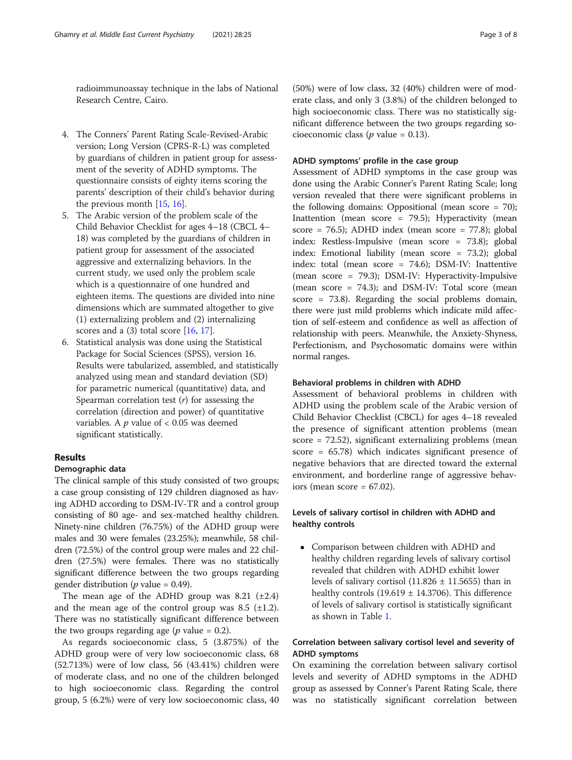radioimmunoassay technique in the labs of National Research Centre, Cairo.

4. The Conners' Parent Rating Scale-Revised-Arabic version; Long Version (CPRS-R-L) was completed by guardians of children in patient group for assessment of the severity of ADHD symptoms. The questionnaire consists of eighty items scoring the parents' description of their child's behavior during the previous month [15, 16].
5. The Arabic version of the problem scale of the Child Behavior Checklist for ages 4–18 (CBCL 4–18) was completed by the guardians of children in patient group for assessment of the associated aggressive and externalizing behaviors. In the current study, we used only the problem scale which is a questionnaire of one hundred and eighteen items. The questions are divided into nine dimensions which are summated altogether to give (1) externalizing problem and (2) internalizing scores and a (3) total score [16, 17].
6. Statistical analysis was done using the Statistical Package for Social Sciences (SPSS), version 16. Results were tabularized, assembled, and statistically analyzed using mean and standard deviation (SD) for parametric numerical (quantitative) data, and Spearman correlation test ($r$) for assessing the correlation (direction and power) of quantitative variables. A $p$ value of $< 0.05$ was deemed significant statistically.

## Results

### Demographic data

The clinical sample of this study consisted of two groups; a case group consisting of 129 children diagnosed as having ADHD according to DSM-IV-TR and a control group consisting of 80 age- and sex-matched healthy children. Ninety-nine children (76.75%) of the ADHD group were males and 30 were females (23.25%); meanwhile, 58 children (72.5%) of the control group were males and 22 children (27.5%) were females. There was no statistically significant difference between the two groups regarding gender distribution ($p$ value = 0.49).

The mean age of the ADHD group was 8.21 (±2.4) and the mean age of the control group was 8.5 (±1.2). There was no statistically significant difference between the two groups regarding age ($p$ value = 0.2).

As regards socioeconomic class, 5 (3.875%) of the ADHD group were of very low socioeconomic class, 68 (52.713%) were of low class, 56 (43.41%) children were of moderate class, and no one of the children belonged to high socioeconomic class. Regarding the control group, 5 (6.2%) were of very low socioeconomic class, 40 (50%) were of low class, 32 (40%) children were of moderate class, and only 3 (3.8%) of the children belonged to high socioeconomic class. There was no statistically significant difference between the two groups regarding socioeconomic class ($p$ value = 0.13).

### ADHD symptoms' profile in the case group

Assessment of ADHD symptoms in the case group was done using the Arabic Conner's Parent Rating Scale; long version revealed that there were significant problems in the following domains: Oppositional (mean score = 70); Inattention (mean score = 79.5); Hyperactivity (mean score = 76.5); ADHD index (mean score = 77.8); global index: Restless-Impulsive (mean score = 73.8); global index: Emotional liability (mean score = 73.2); global index: total (mean score = 74.6); DSM-IV: Inattentive (mean score = 79.3); DSM-IV: Hyperactivity-Impulsive (mean score = 74.3); and DSM-IV: Total score (mean score = 73.8). Regarding the social problems domain, there were just mild problems which indicate mild affection of self-esteem and confidence as well as affection of relationship with peers. Meanwhile, the Anxiety-Shyness, Perfectionism, and Psychosomatic domains were within normal ranges.

### Behavioral problems in children with ADHD

Assessment of behavioral problems in children with ADHD using the problem scale of the Arabic version of Child Behavior Checklist (CBCL) for ages 4–18 revealed the presence of significant attention problems (mean score = 72.52), significant externalizing problems (mean score = 65.78) which indicates significant presence of negative behaviors that are directed toward the external environment, and borderline range of aggressive behaviors (mean score = 67.02).

### Levels of salivary cortisol in children with ADHD and healthy controls

- Comparison between children with ADHD and healthy children regarding levels of salivary cortisol revealed that children with ADHD exhibit lower levels of salivary cortisol (11.826 ± 11.5655) than in healthy controls (19.619 ± 14.3706). This difference of levels of salivary cortisol is statistically significant as shown in Table 1.

### Correlation between salivary cortisol level and severity of ADHD symptoms

On examining the correlation between salivary cortisol levels and severity of ADHD symptoms in the ADHD group as assessed by Conner's Parent Rating Scale, there was no statistically significant correlation between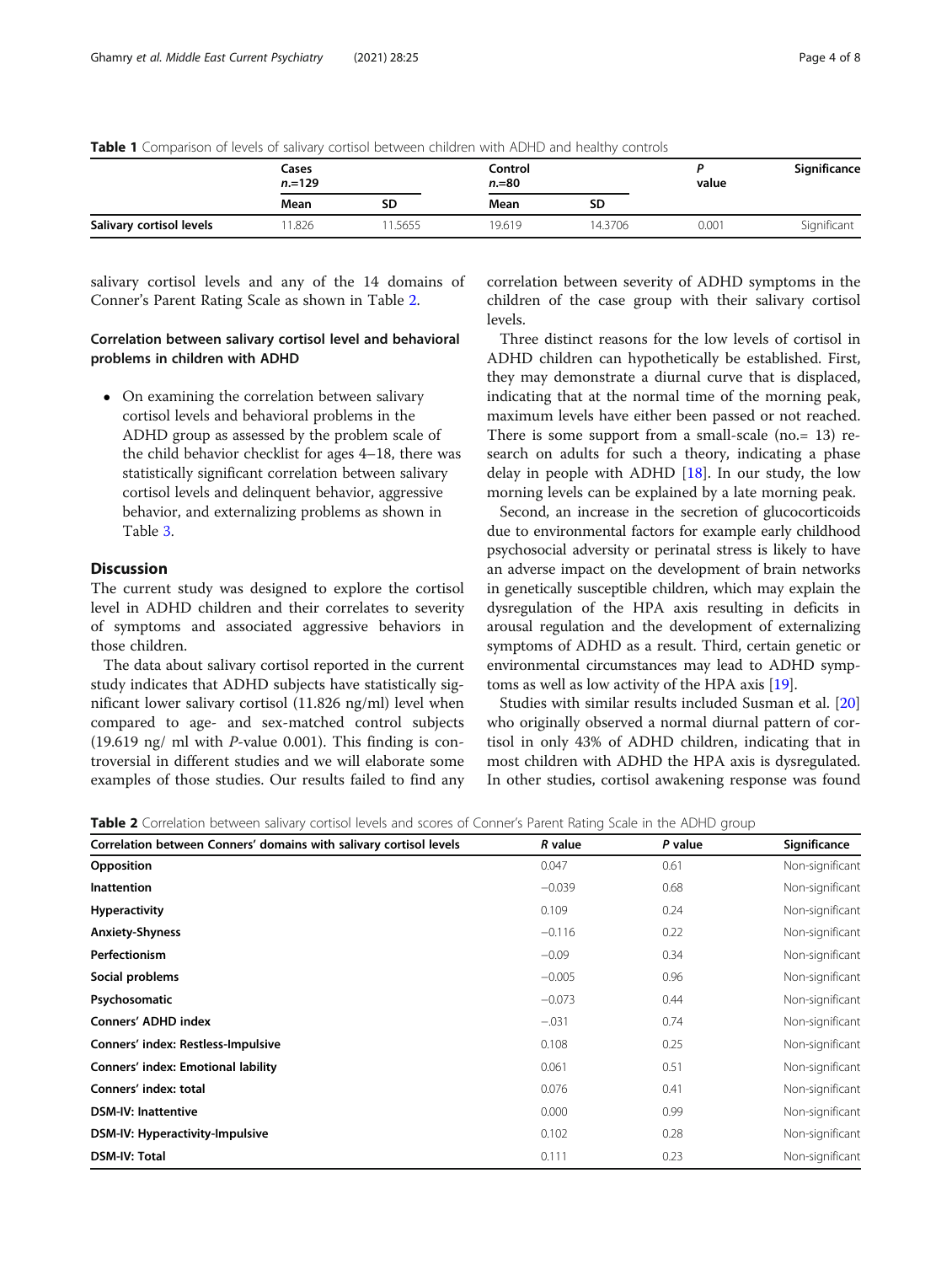**Table 1** Comparison of levels of salivary cortisol between children with ADHD and healthy controls

| | Cases *n*.=129 | | Control *n*.=80 | | *P* value | Significance |
|---|---|---|---|---|---|---|
| | Mean | SD | Mean | SD | | |
| **Salivary cortisol levels** | 11.826 | 11.5655 | 19.619 | 14.3706 | 0.001 | Significant |

salivary cortisol levels and any of the 14 domains of Conner's Parent Rating Scale as shown in Table 2.

### Correlation between salivary cortisol level and behavioral problems in children with ADHD

- On examining the correlation between salivary cortisol levels and behavioral problems in the ADHD group as assessed by the problem scale of the child behavior checklist for ages 4–18, there was statistically significant correlation between salivary cortisol levels and delinquent behavior, aggressive behavior, and externalizing problems as shown in Table 3.

## Discussion

The current study was designed to explore the cortisol level in ADHD children and their correlates to severity of symptoms and associated aggressive behaviors in those children.

The data about salivary cortisol reported in the current study indicates that ADHD subjects have statistically significant lower salivary cortisol (11.826 ng/ml) level when compared to age- and sex-matched control subjects (19.619 ng/ ml with *P*-value 0.001). This finding is controversial in different studies and we will elaborate some examples of those studies. Our results failed to find any correlation between severity of ADHD symptoms in the children of the case group with their salivary cortisol levels.

Three distinct reasons for the low levels of cortisol in ADHD children can hypothetically be established. First, they may demonstrate a diurnal curve that is displaced, indicating that at the normal time of the morning peak, maximum levels have either been passed or not reached. There is some support from a small-scale (no.= 13) research on adults for such a theory, indicating a phase delay in people with ADHD [18]. In our study, the low morning levels can be explained by a late morning peak.

Second, an increase in the secretion of glucocorticoids due to environmental factors for example early childhood psychosocial adversity or perinatal stress is likely to have an adverse impact on the development of brain networks in genetically susceptible children, which may explain the dysregulation of the HPA axis resulting in deficits in arousal regulation and the development of externalizing symptoms of ADHD as a result. Third, certain genetic or environmental circumstances may lead to ADHD symptoms as well as low activity of the HPA axis [19].

Studies with similar results included Susman et al. [20] who originally observed a normal diurnal pattern of cortisol in only 43% of ADHD children, indicating that in most children with ADHD the HPA axis is dysregulated. In other studies, cortisol awakening response was found

**Table 2** Correlation between salivary cortisol levels and scores of Conner's Parent Rating Scale in the ADHD group

| Correlation between Conners' domains with salivary cortisol levels | *R* value | *P* value | Significance |
|---|---|---|---|
| **Opposition** | 0.047 | 0.61 | Non-significant |
| **Inattention** | −0.039 | 0.68 | Non-significant |
| **Hyperactivity** | 0.109 | 0.24 | Non-significant |
| **Anxiety-Shyness** | −0.116 | 0.22 | Non-significant |
| **Perfectionism** | −0.09 | 0.34 | Non-significant |
| **Social problems** | −0.005 | 0.96 | Non-significant |
| **Psychosomatic** | −0.073 | 0.44 | Non-significant |
| **Conners' ADHD index** | −.031 | 0.74 | Non-significant |
| **Conners' index: Restless-Impulsive** | 0.108 | 0.25 | Non-significant |
| **Conners' index: Emotional lability** | 0.061 | 0.51 | Non-significant |
| **Conners' index: total** | 0.076 | 0.41 | Non-significant |
| **DSM-IV: Inattentive** | 0.000 | 0.99 | Non-significant |
| **DSM-IV: Hyperactivity-Impulsive** | 0.102 | 0.28 | Non-significant |
| **DSM-IV: Total** | 0.111 | 0.23 | Non-significant |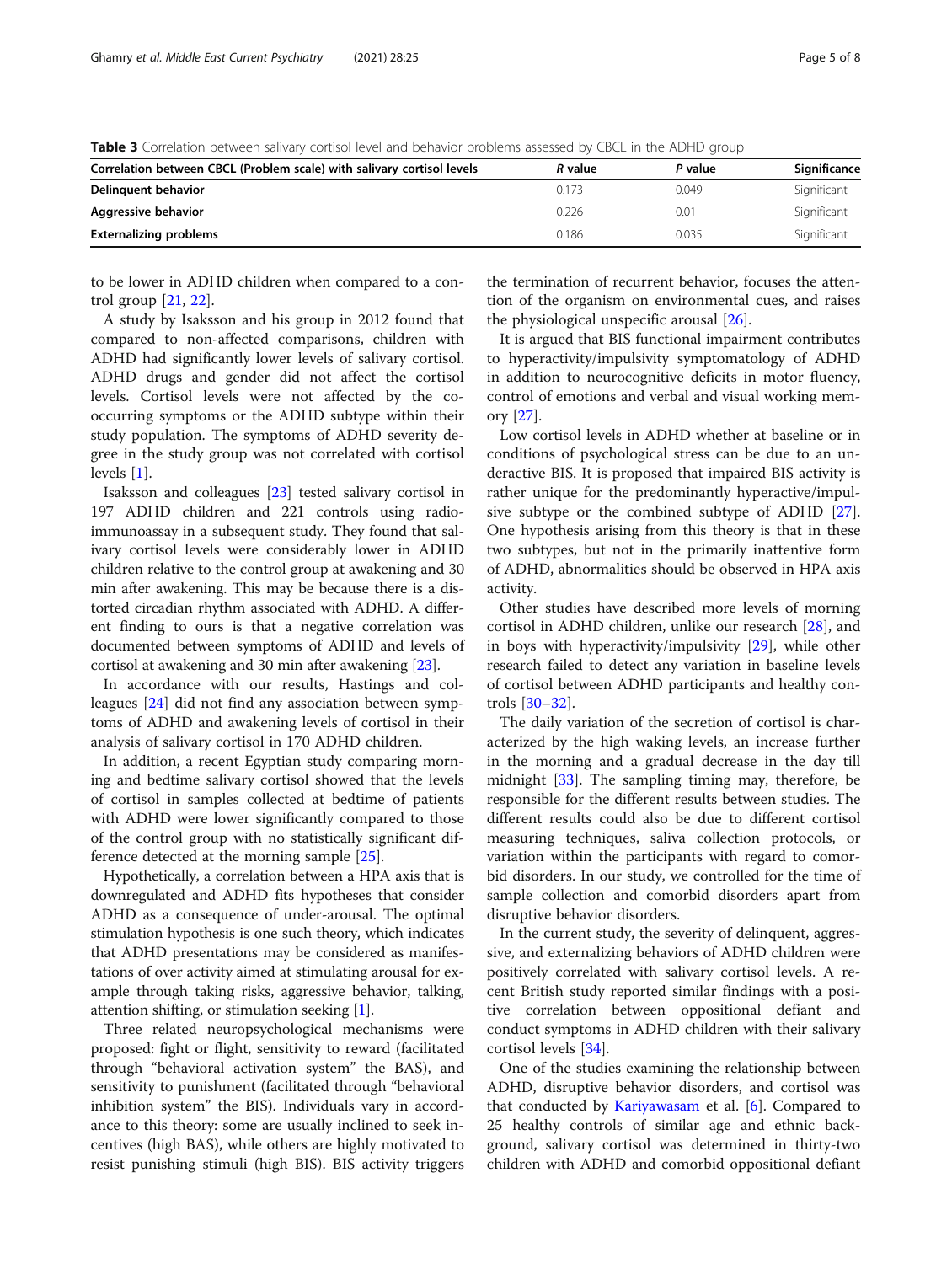**Table 3** Correlation between salivary cortisol level and behavior problems assessed by CBCL in the ADHD group

| Correlation between CBCL (Problem scale) with salivary cortisol levels | *R* value | *P* value | Significance |
|---|---|---|---|
| **Delinquent behavior** | 0.173 | 0.049 | Significant |
| **Aggressive behavior** | 0.226 | 0.01 | Significant |
| **Externalizing problems** | 0.186 | 0.035 | Significant |

to be lower in ADHD children when compared to a control group [21, 22].

A study by Isaksson and his group in 2012 found that compared to non-affected comparisons, children with ADHD had significantly lower levels of salivary cortisol. ADHD drugs and gender did not affect the cortisol levels. Cortisol levels were not affected by the co-occurring symptoms or the ADHD subtype within their study population. The symptoms of ADHD severity degree in the study group was not correlated with cortisol levels [1].

Isaksson and colleagues [23] tested salivary cortisol in 197 ADHD children and 221 controls using radio-immunoassay in a subsequent study. They found that salivary cortisol levels were considerably lower in ADHD children relative to the control group at awakening and 30 min after awakening. This may be because there is a distorted circadian rhythm associated with ADHD. A different finding to ours is that a negative correlation was documented between symptoms of ADHD and levels of cortisol at awakening and 30 min after awakening [23].

In accordance with our results, Hastings and colleagues [24] did not find any association between symptoms of ADHD and awakening levels of cortisol in their analysis of salivary cortisol in 170 ADHD children.

In addition, a recent Egyptian study comparing morning and bedtime salivary cortisol showed that the levels of cortisol in samples collected at bedtime of patients with ADHD were lower significantly compared to those of the control group with no statistically significant difference detected at the morning sample [25].

Hypothetically, a correlation between a HPA axis that is downregulated and ADHD fits hypotheses that consider ADHD as a consequence of under-arousal. The optimal stimulation hypothesis is one such theory, which indicates that ADHD presentations may be considered as manifestations of over activity aimed at stimulating arousal for example through taking risks, aggressive behavior, talking, attention shifting, or stimulation seeking [1].

Three related neuropsychological mechanisms were proposed: fight or flight, sensitivity to reward (facilitated through "behavioral activation system" the BAS), and sensitivity to punishment (facilitated through "behavioral inhibition system" the BIS). Individuals vary in accordance to this theory: some are usually inclined to seek incentives (high BAS), while others are highly motivated to resist punishing stimuli (high BIS). BIS activity triggers the termination of recurrent behavior, focuses the attention of the organism on environmental cues, and raises the physiological unspecific arousal [26].

It is argued that BIS functional impairment contributes to hyperactivity/impulsivity symptomatology of ADHD in addition to neurocognitive deficits in motor fluency, control of emotions and verbal and visual working memory [27].

Low cortisol levels in ADHD whether at baseline or in conditions of psychological stress can be due to an underactive BIS. It is proposed that impaired BIS activity is rather unique for the predominantly hyperactive/impulsive subtype or the combined subtype of ADHD [27]. One hypothesis arising from this theory is that in these two subtypes, but not in the primarily inattentive form of ADHD, abnormalities should be observed in HPA axis activity.

Other studies have described more levels of morning cortisol in ADHD children, unlike our research [28], and in boys with hyperactivity/impulsivity [29], while other research failed to detect any variation in baseline levels of cortisol between ADHD participants and healthy controls [30–32].

The daily variation of the secretion of cortisol is characterized by the high waking levels, an increase further in the morning and a gradual decrease in the day till midnight [33]. The sampling timing may, therefore, be responsible for the different results between studies. The different results could also be due to different cortisol measuring techniques, saliva collection protocols, or variation within the participants with regard to comorbid disorders. In our study, we controlled for the time of sample collection and comorbid disorders apart from disruptive behavior disorders.

In the current study, the severity of delinquent, aggressive, and externalizing behaviors of ADHD children were positively correlated with salivary cortisol levels. A recent British study reported similar findings with a positive correlation between oppositional defiant and conduct symptoms in ADHD children with their salivary cortisol levels [34].

One of the studies examining the relationship between ADHD, disruptive behavior disorders, and cortisol was that conducted by Kariyawasam et al. [6]. Compared to 25 healthy controls of similar age and ethnic background, salivary cortisol was determined in thirty-two children with ADHD and comorbid oppositional defiant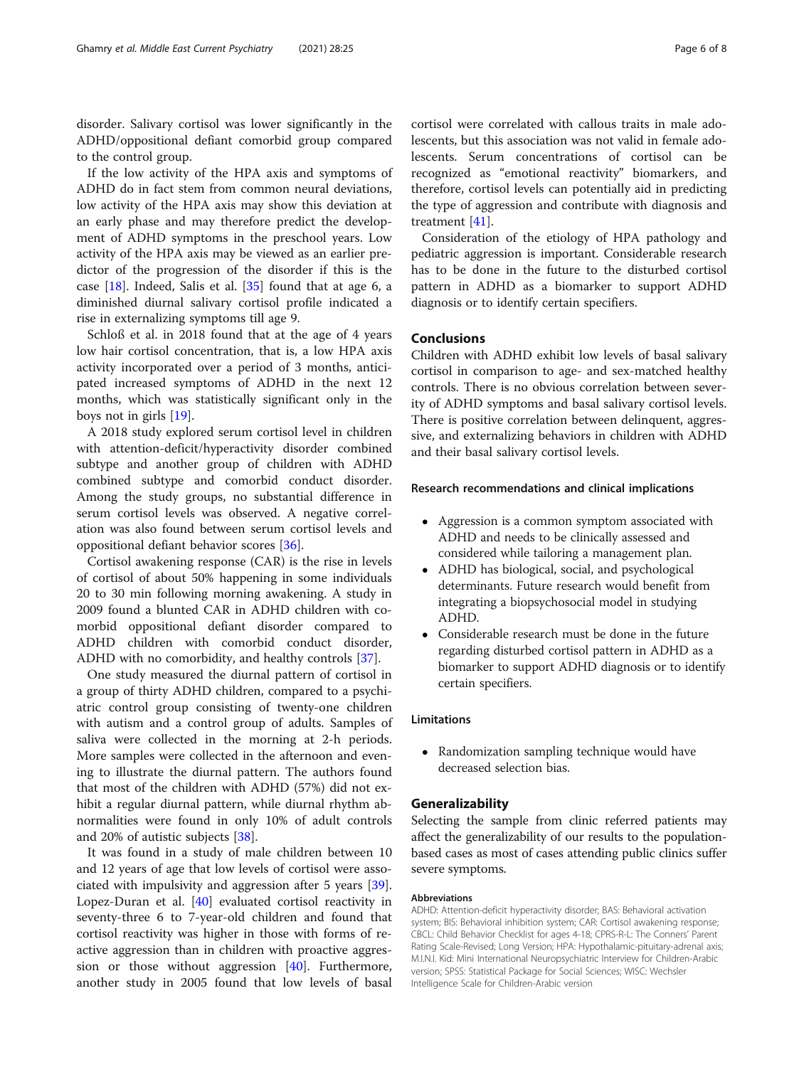disorder. Salivary cortisol was lower significantly in the ADHD/oppositional defiant comorbid group compared to the control group.

If the low activity of the HPA axis and symptoms of ADHD do in fact stem from common neural deviations, low activity of the HPA axis may show this deviation at an early phase and may therefore predict the development of ADHD symptoms in the preschool years. Low activity of the HPA axis may be viewed as an earlier predictor of the progression of the disorder if this is the case [18]. Indeed, Salis et al. [35] found that at age 6, a diminished diurnal salivary cortisol profile indicated a rise in externalizing symptoms till age 9.

Schloß et al. in 2018 found that at the age of 4 years low hair cortisol concentration, that is, a low HPA axis activity incorporated over a period of 3 months, anticipated increased symptoms of ADHD in the next 12 months, which was statistically significant only in the boys not in girls [19].

A 2018 study explored serum cortisol level in children with attention-deficit/hyperactivity disorder combined subtype and another group of children with ADHD combined subtype and comorbid conduct disorder. Among the study groups, no substantial difference in serum cortisol levels was observed. A negative correlation was also found between serum cortisol levels and oppositional defiant behavior scores [36].

Cortisol awakening response (CAR) is the rise in levels of cortisol of about 50% happening in some individuals 20 to 30 min following morning awakening. A study in 2009 found a blunted CAR in ADHD children with comorbid oppositional defiant disorder compared to ADHD children with comorbid conduct disorder, ADHD with no comorbidity, and healthy controls [37].

One study measured the diurnal pattern of cortisol in a group of thirty ADHD children, compared to a psychiatric control group consisting of twenty-one children with autism and a control group of adults. Samples of saliva were collected in the morning at 2-h periods. More samples were collected in the afternoon and evening to illustrate the diurnal pattern. The authors found that most of the children with ADHD (57%) did not exhibit a regular diurnal pattern, while diurnal rhythm abnormalities were found in only 10% of adult controls and 20% of autistic subjects [38].

It was found in a study of male children between 10 and 12 years of age that low levels of cortisol were associated with impulsivity and aggression after 5 years [39]. Lopez-Duran et al. [40] evaluated cortisol reactivity in seventy-three 6 to 7-year-old children and found that cortisol reactivity was higher in those with forms of reactive aggression than in children with proactive aggression or those without aggression [40]. Furthermore, another study in 2005 found that low levels of basal cortisol were correlated with callous traits in male adolescents, but this association was not valid in female adolescents. Serum concentrations of cortisol can be recognized as "emotional reactivity" biomarkers, and therefore, cortisol levels can potentially aid in predicting the type of aggression and contribute with diagnosis and treatment [41].

Consideration of the etiology of HPA pathology and pediatric aggression is important. Considerable research has to be done in the future to the disturbed cortisol pattern in ADHD as a biomarker to support ADHD diagnosis or to identify certain specifiers.

## Conclusions

Children with ADHD exhibit low levels of basal salivary cortisol in comparison to age- and sex-matched healthy controls. There is no obvious correlation between severity of ADHD symptoms and basal salivary cortisol levels. There is positive correlation between delinquent, aggressive, and externalizing behaviors in children with ADHD and their basal salivary cortisol levels.

### Research recommendations and clinical implications

- Aggression is a common symptom associated with ADHD and needs to be clinically assessed and considered while tailoring a management plan.
- ADHD has biological, social, and psychological determinants. Future research would benefit from integrating a biopsychosocial model in studying ADHD.
- Considerable research must be done in the future regarding disturbed cortisol pattern in ADHD as a biomarker to support ADHD diagnosis or to identify certain specifiers.

### Limitations

- Randomization sampling technique would have decreased selection bias.

## Generalizability

Selecting the sample from clinic referred patients may affect the generalizability of our results to the population-based cases as most of cases attending public clinics suffer severe symptoms.

#### Abbreviations

ADHD: Attention-deficit hyperactivity disorder; BAS: Behavioral activation system; BIS: Behavioral inhibition system; CAR: Cortisol awakening response; CBCL: Child Behavior Checklist for ages 4-18; CPRS-R-L: The Conners' Parent Rating Scale-Revised; Long Version; HPA: Hypothalamic-pituitary-adrenal axis; M.I.N.I. Kid: Mini International Neuropsychiatric Interview for Children-Arabic version; SPSS: Statistical Package for Social Sciences; WISC: Wechsler Intelligence Scale for Children-Arabic version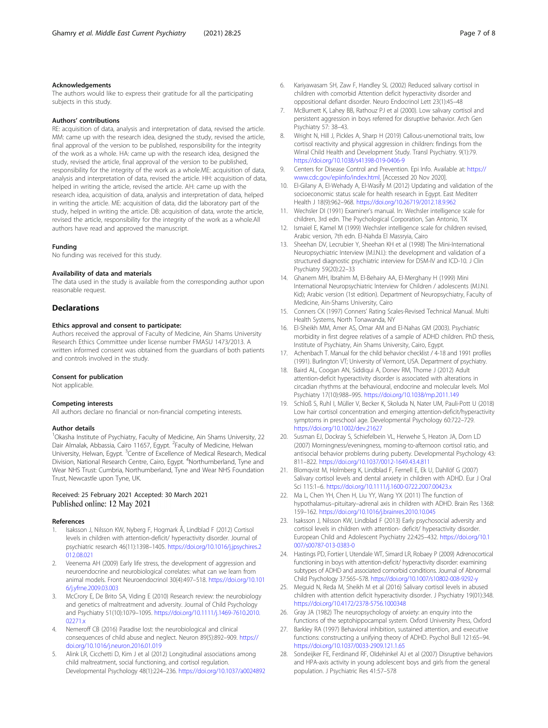### Acknowledgements

The authors would like to express their gratitude for all the participating subjects in this study.

### Authors' contributions

RE: acquisition of data, analysis and interpretation of data, revised the article. MM: came up with the research idea, designed the study, revised the article, final approval of the version to be published, responsibility for the integrity of the work as a whole. HA: came up with the research idea, designed the study, revised the article, final approval of the version to be published, responsibility for the integrity of the work as a whole.ME: acquisition of data, analysis and interpretation of data, revised the article. HH: acquisition of data, helped in writing the article, revised the article. AH: came up with the research idea, acquisition of data, analysis and interpretation of data, helped in writing the article. ME: acquisition of data, did the laboratory part of the study, helped in writing the article. DB: acquisition of data, wrote the article, revised the article, responsibility for the integrity of the work as a whole.All authors have read and approved the manuscript.

### Funding

No funding was received for this study.

### Availability of data and materials

The data used in the study is available from the corresponding author upon reasonable request.

## Declarations

### Ethics approval and consent to participate:

Authors received the approval of Faculty of Medicine, Ain Shams University Research Ethics Committee under license number FMASU 1473/2013. A written informed consent was obtained from the guardians of both patients and controls involved in the study.

### Consent for publication

Not applicable.

### Competing interests

All authors declare no financial or non-financial competing interests.

### Author details

[1]Okasha Institute of Psychiatry, Faculty of Medicine, Ain Shams University, 22 Dair Almalak, Abbassia, Cairo 11657, Egypt. [2]Faculty of Medicine, Helwan University, Helwan, Egypt. [3]Centre of Excellence of Medical Research, Medical Division, National Research Centre, Cairo, Egypt. [4]Northumberland, Tyne and Wear NHS Trust: Cumbria, Northumberland, Tyne and Wear NHS Foundation Trust, Newcastle upon Tyne, UK.

Received: 25 February 2021 Accepted: 30 March 2021
Published online: 12 May 2021

### References

1. Isaksson J, Nilsson KW, Nyberg F, Hogmark Å, Lindblad F (2012) Cortisol levels in children with attention-deficit/ hyperactivity disorder. Journal of psychiatric research 46(11):1398–1405. https://doi.org/10.1016/j.jpsychires.2012.08.021
2. Veenema AH (2009) Early life stress, the development of aggression and neuroendocrine and neurobiological correlates: what can we learn from animal models. Front Neuroendocrinol 30(4):497–518. https://doi.org/10.1016/j.yfrne.2009.03.003
3. McCrory E, De Brito SA, Viding E (2010) Research review: the neurobiology and genetics of maltreatment and adversity. Journal of Child Psychology and Psychiatry 51(10):1079–1095. https://doi.org/10.1111/j.1469-7610.2010.02271.x
4. Nemeroff CB (2016) Paradise lost: the neurobiological and clinical consequences of child abuse and neglect. Neuron 89(5):892–909. https://doi.org/10.1016/j.neuron.2016.01.019
5. Alink LR, Cicchetti D, Kim J et al (2012) Longitudinal associations among child maltreatment, social functioning, and cortisol regulation. Developmental Psychology 48(1):224–236. https://doi.org/10.1037/a0024892
6. Kariyawasam SH, Zaw F, Handley SL (2002) Reduced salivary cortisol in children with comorbid Attention deficit hyperactivity disorder and oppositional defiant disorder. Neuro Endocrinol Lett 23(1):45–48
7. McBurnett K, Lahey BB, Rathouz PJ et al (2000). Low salivary cortisol and persistent aggression in boys referred for disruptive behavior. Arch Gen Psychiatry 57: 38–43.
8. Wright N, Hill J, Pickles A, Sharp H (2019) Callous-unemotional traits, low cortisol reactivity and physical aggression in children: findings from the Wirral Child Health and Development Study. Transl Psychiatry. 9(1):79. https://doi.org/10.1038/s41398-019-0406-9
9. Centers for Disease Control and Prevention. Epi Info. Available at: https://www.cdc.gov/epiinfo/index.html. [Accessed 20 Nov 2020].
10. El-Gilany A, El-Wehady A, El-Wasify M (2012) Updating and validation of the socioeconomic status scale for health research in Egypt. East Mediterr Health J 18(9):962–968. https://doi.org/10.26719/2012.18.9.962
11. Wechsler DI (1991) Examiner's manual. In: Wechsler intelligence scale for children, 3rd edn. The Psychological Corporation, San Antonio, TX
12. Ismaiel E, Kamel M (1999) Wechsler intelligence scale for children revised, Arabic version, 7th edn. El-Nahda El Massryia, Cairo
13. Sheehan DV, Lecrubier Y, Sheehan KH et al (1998) The Mini-International Neuropsychiatric Interview (M.I.N.I.): the development and validation of a structured diagnostic psychiatric interview for DSM-IV and ICD-10. J Clin Psychiatry 59(20):22–33
14. Ghanem MH, Ibrahim M, El-Behairy AA, El-Merghany H (1999) Mini International Neuropsychiatric Interview for Children / adolescents (M.I.N.I. Kid); Arabic version (1st edition). Department of Neuropsychiatry, Faculty of Medicine, Ain-Shams University, Cairo
15. Conners CK (1997) Conners' Rating Scales-Revised Technical Manual. Multi Health Systems, North Tonawanda, NY
16. El-Sheikh MM, Amer AS, Omar AM and El-Nahas GM (2003). Psychiatric morbidity in first degree relatives of a sample of ADHD children. PhD thesis, Institute of Psychiatry, Ain Shams University, Cairo, Egypt.
17. Achenbach T. Manual for the child behavior checklist / 4-18 and 1991 profiles (1991). Burlington VT; University of Vermont, USA. Department of psychiatry.
18. Baird AL, Coogan AN, Siddiqui A, Donev RM, Thome J (2012) Adult attention-deficit hyperactivity disorder is associated with alterations in circadian rhythms at the behavioural, endocrine and molecular levels. Mol Psychiatry 17(10):988–995. https://doi.org/10.1038/mp.2011.149
19. Schloß S, Ruhl I, Müller V, Becker K, Skoluda N, Nater UM, Pauli-Pott U (2018) Low hair cortisol concentration and emerging attention-deficit/hyperactivity symptoms in preschool age. Developmental Psychology 60:722–729. https://doi.org/10.1002/dev.21627
20. Susman EJ, Dockray S, Schiefelbein VL, Herwehe S, Heaton JA, Dorn LD (2007) Morningness/eveningness, morning-to-afternoon cortisol ratio, and antisocial behavior problems during puberty. Developmental Psychology 43: 811–822. https://doi.org/10.1037/0012-1649.43.4.811
21. Blomqvist M, Holmberg K, Lindblad F, Fernell E, Ek U, Dahllöf G (2007) Salivary cortisol levels and dental anxiety in children with ADHD. Eur J Oral Sci 115:1–6. https://doi.org/10.1111/j.1600-0722.2007.00423.x
22. Ma L, Chen YH, Chen H, Liu YY, Wang YX (2011) The function of hypothalamus–pituitary–adrenal axis in children with ADHD. Brain Res 1368: 159–162. https://doi.org/10.1016/j.brainres.2010.10.045
23. Isaksson J, Nilsson KW, Lindblad F (2013) Early psychosocial adversity and cortisol levels in children with attention- deficit/ hyperactivity disorder. European Child and Adolescent Psychiatry 22:425–432. https://doi.org/10.1007/s00787-013-0383-0
24. Hastings PD, Fortier I, Utendale WT, Simard LR, Robaey P (2009) Adrenocortical functioning in boys with attention-deficit/ hyperactivity disorder: examining subtypes of ADHD and associated comorbid conditions. Journal of Abnormal Child Psychology 37:565–578. https://doi.org/10.1007/s10802-008-9292-y
25. Meguid N, Reda M, Sheikh M et al (2016) Salivary cortisol levels in abused children with attention deficit hyperactivity disorder. J Psychiatry 19(01):348. https://doi.org/10.4172/2378-5756.1000348
26. Gray JA (1982) The neuropsychology of anxiety: an enquiry into the functions of the septohippocampal system. Oxford University Press, Oxford
27. Barkley RA (1997) Behavioral inhibition, sustained attention, and executive functions: constructing a unifying theory of ADHD. Psychol Bull 121:65–94. https://doi.org/10.1037/0033-2909.121.1.65
28. Sondeijker FE, Ferdinand RF, Oldehinkel AJ et al (2007) Disruptive behaviors and HPA-axis activity in young adolescent boys and girls from the general population. J Psychiatric Res 41:57–578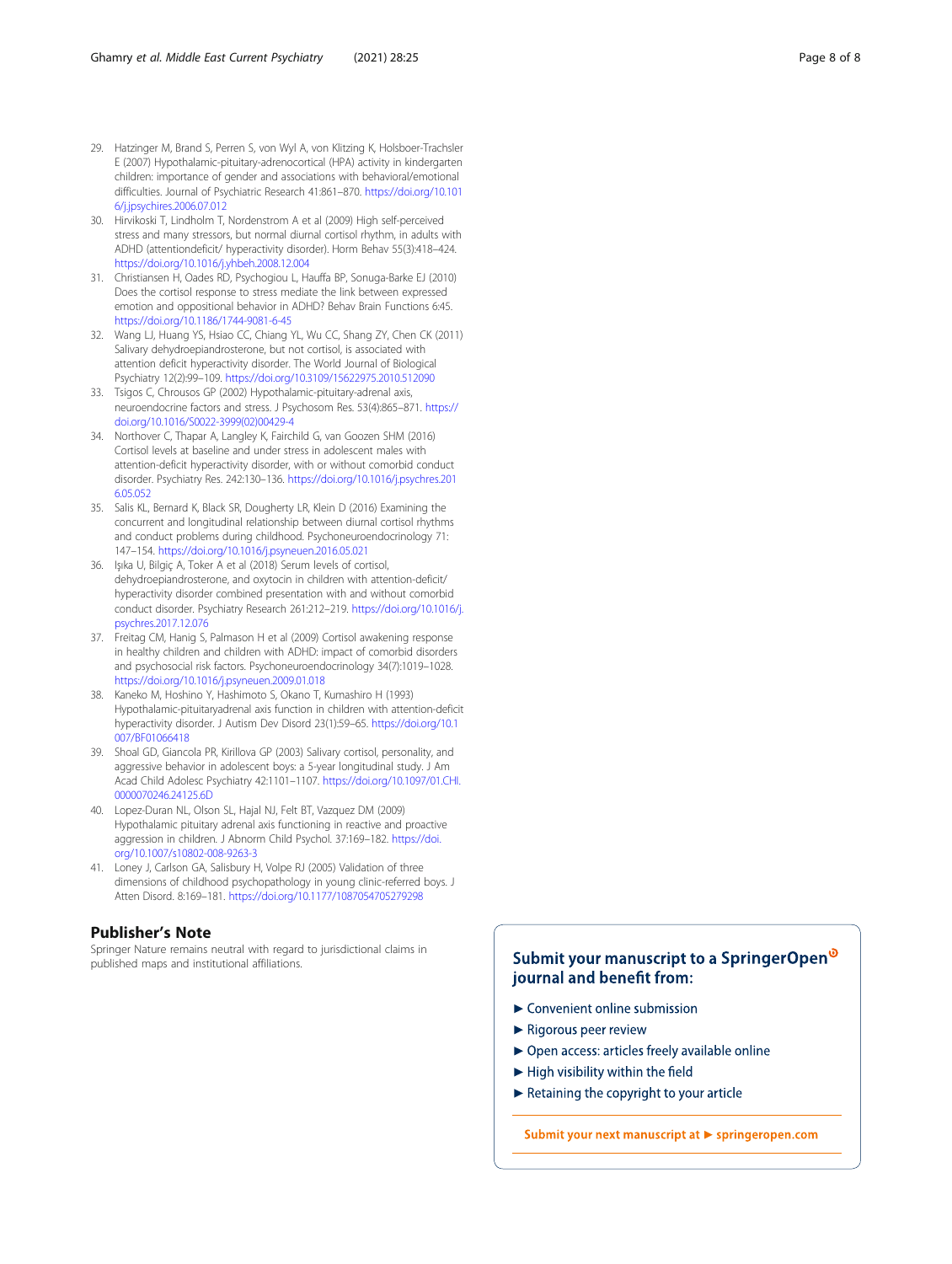29. Hatzinger M, Brand S, Perren S, von Wyl A, von Klitzing K, Holsboer-Trachsler E (2007) Hypothalamic-pituitary-adrenocortical (HPA) activity in kindergarten children: importance of gender and associations with behavioral/emotional difficulties. Journal of Psychiatric Research 41:861–870. https://doi.org/10.1016/j.jpsychires.2006.07.012
30. Hirvikoski T, Lindholm T, Nordenstrom A et al (2009) High self-perceived stress and many stressors, but normal diurnal cortisol rhythm, in adults with ADHD (attentiondeficit/ hyperactivity disorder). Horm Behav 55(3):418–424. https://doi.org/10.1016/j.yhbeh.2008.12.004
31. Christiansen H, Oades RD, Psychogiou L, Hauffa BP, Sonuga-Barke EJ (2010) Does the cortisol response to stress mediate the link between expressed emotion and oppositional behavior in ADHD? Behav Brain Functions 6:45. https://doi.org/10.1186/1744-9081-6-45
32. Wang LJ, Huang YS, Hsiao CC, Chiang YL, Wu CC, Shang ZY, Chen CK (2011) Salivary dehydroepiandrosterone, but not cortisol, is associated with attention deficit hyperactivity disorder. The World Journal of Biological Psychiatry 12(2):99–109. https://doi.org/10.3109/15622975.2010.512090
33. Tsigos C, Chrousos GP (2002) Hypothalamic-pituitary-adrenal axis, neuroendocrine factors and stress. J Psychosom Res. 53(4):865–871. https://doi.org/10.1016/S0022-3999(02)00429-4
34. Northover C, Thapar A, Langley K, Fairchild G, van Goozen SHM (2016) Cortisol levels at baseline and under stress in adolescent males with attention-deficit hyperactivity disorder, with or without comorbid conduct disorder. Psychiatry Res. 242:130–136. https://doi.org/10.1016/j.psychres.2016.05.052
35. Salis KL, Bernard K, Black SR, Dougherty LR, Klein D (2016) Examining the concurrent and longitudinal relationship between diurnal cortisol rhythms and conduct problems during childhood. Psychoneuroendocrinology 71:147–154. https://doi.org/10.1016/j.psyneuen.2016.05.021
36. Işıka U, Bilgiç A, Toker A et al (2018) Serum levels of cortisol, dehydroepiandrosterone, and oxytocin in children with attention-deficit/hyperactivity disorder combined presentation with and without comorbid conduct disorder. Psychiatry Research 261:212–219. https://doi.org/10.1016/j.psychres.2017.12.076
37. Freitag CM, Hanig S, Palmason H et al (2009) Cortisol awakening response in healthy children and children with ADHD: impact of comorbid disorders and psychosocial risk factors. Psychoneuroendocrinology 34(7):1019–1028. https://doi.org/10.1016/j.psyneuen.2009.01.018
38. Kaneko M, Hoshino Y, Hashimoto S, Okano T, Kumashiro H (1993) Hypothalamic-pituitaryadrenal axis function in children with attention-deficit hyperactivity disorder. J Autism Dev Disord 23(1):59–65. https://doi.org/10.1007/BF01066418
39. Shoal GD, Giancola PR, Kirillova GP (2003) Salivary cortisol, personality, and aggressive behavior in adolescent boys: a 5-year longitudinal study. J Am Acad Child Adolesc Psychiatry 42:1101–1107. https://doi.org/10.1097/01.CHI.0000070246.24125.6D
40. Lopez-Duran NL, Olson SL, Hajal NJ, Felt BT, Vazquez DM (2009) Hypothalamic pituitary adrenal axis functioning in reactive and proactive aggression in children. J Abnorm Child Psychol. 37:169–182. https://doi.org/10.1007/s10802-008-9263-3
41. Loney J, Carlson GA, Salisbury H, Volpe RJ (2005) Validation of three dimensions of childhood psychopathology in young clinic-referred boys. J Atten Disord. 8:169–181. https://doi.org/10.1177/1087054705279298

## Publisher's Note

Springer Nature remains neutral with regard to jurisdictional claims in published maps and institutional affiliations.

**Submit your manuscript to a SpringerOpen journal and benefit from:**

- Convenient online submission
- Rigorous peer review
- Open access: articles freely available online
- High visibility within the field
- Retaining the copyright to your article

**Submit your next manuscript at ▶ springeropen.com**